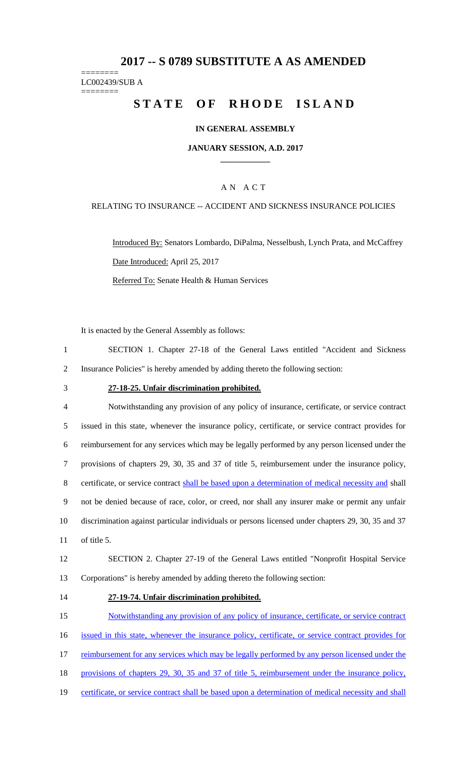# 2017 -- S 0789 SUBSTITUTE A AS AMENDED

========
LC002439/SUB A
========

## STATE OF RHODE ISLAND

### IN GENERAL ASSEMBLY

### JANUARY SESSION, A.D. 2017

### A N A C T

RELATING TO INSURANCE -- ACCIDENT AND SICKNESS INSURANCE POLICIES

Introduced By: Senators Lombardo, DiPalma, Nesselbush, Lynch Prata, and McCaffrey

Date Introduced: April 25, 2017

Referred To: Senate Health & Human Services

It is enacted by the General Assembly as follows:

1 SECTION 1. Chapter 27-18 of the General Laws entitled "Accident and Sickness
2 Insurance Policies" is hereby amended by adding thereto the following section:

3 **27-18-25. Unfair discrimination prohibited.**

4 Notwithstanding any provision of any policy of insurance, certificate, or service contract
5 issued in this state, whenever the insurance policy, certificate, or service contract provides for
6 reimbursement for any services which may be legally performed by any person licensed under the
7 provisions of chapters 29, 30, 35 and 37 of title 5, reimbursement under the insurance policy,
8 certificate, or service contract shall be based upon a determination of medical necessity and shall
9 not be denied because of race, color, or creed, nor shall any insurer make or permit any unfair
10 discrimination against particular individuals or persons licensed under chapters 29, 30, 35 and 37
11 of title 5.

12 SECTION 2. Chapter 27-19 of the General Laws entitled "Nonprofit Hospital Service
13 Corporations" is hereby amended by adding thereto the following section:

14 **27-19-74. Unfair discrimination prohibited.**

15 Notwithstanding any provision of any policy of insurance, certificate, or service contract
16 issued in this state, whenever the insurance policy, certificate, or service contract provides for
17 reimbursement for any services which may be legally performed by any person licensed under the
18 provisions of chapters 29, 30, 35 and 37 of title 5, reimbursement under the insurance policy,
19 certificate, or service contract shall be based upon a determination of medical necessity and shall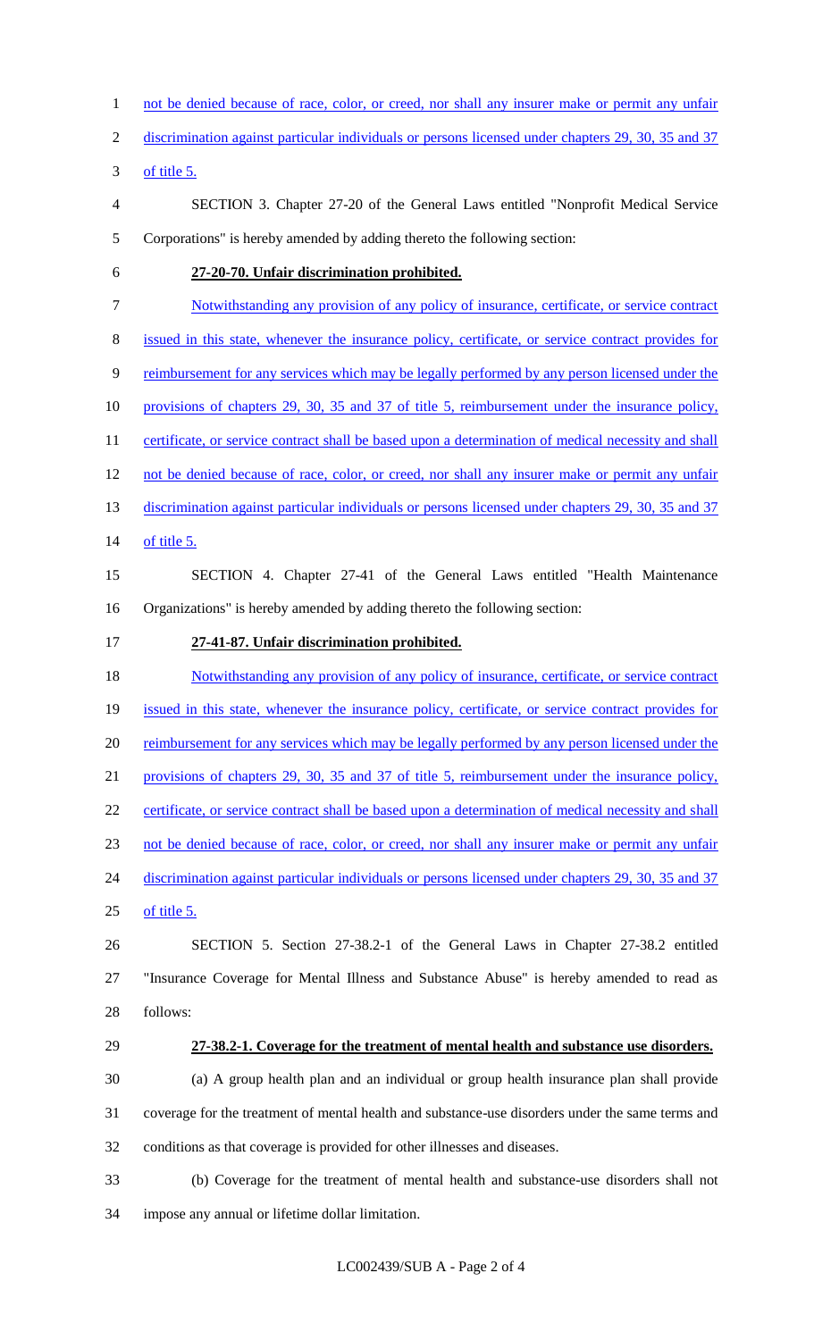not be denied because of race, color, or creed, nor shall any insurer make or permit any unfair discrimination against particular individuals or persons licensed under chapters 29, 30, 35 and 37 of title 5.

SECTION 3. Chapter 27-20 of the General Laws entitled "Nonprofit Medical Service Corporations" is hereby amended by adding thereto the following section:

**27-20-70. Unfair discrimination prohibited.**

Notwithstanding any provision of any policy of insurance, certificate, or service contract issued in this state, whenever the insurance policy, certificate, or service contract provides for reimbursement for any services which may be legally performed by any person licensed under the provisions of chapters 29, 30, 35 and 37 of title 5, reimbursement under the insurance policy, certificate, or service contract shall be based upon a determination of medical necessity and shall not be denied because of race, color, or creed, nor shall any insurer make or permit any unfair discrimination against particular individuals or persons licensed under chapters 29, 30, 35 and 37 of title 5.

SECTION 4. Chapter 27-41 of the General Laws entitled "Health Maintenance Organizations" is hereby amended by adding thereto the following section:

**27-41-87. Unfair discrimination prohibited.**

Notwithstanding any provision of any policy of insurance, certificate, or service contract issued in this state, whenever the insurance policy, certificate, or service contract provides for reimbursement for any services which may be legally performed by any person licensed under the provisions of chapters 29, 30, 35 and 37 of title 5, reimbursement under the insurance policy, certificate, or service contract shall be based upon a determination of medical necessity and shall not be denied because of race, color, or creed, nor shall any insurer make or permit any unfair discrimination against particular individuals or persons licensed under chapters 29, 30, 35 and 37 of title 5.

SECTION 5. Section 27-38.2-1 of the General Laws in Chapter 27-38.2 entitled "Insurance Coverage for Mental Illness and Substance Abuse" is hereby amended to read as follows:

**27-38.2-1. Coverage for the treatment of mental health and substance use disorders.**

(a) A group health plan and an individual or group health insurance plan shall provide coverage for the treatment of mental health and substance-use disorders under the same terms and conditions as that coverage is provided for other illnesses and diseases.

(b) Coverage for the treatment of mental health and substance-use disorders shall not impose any annual or lifetime dollar limitation.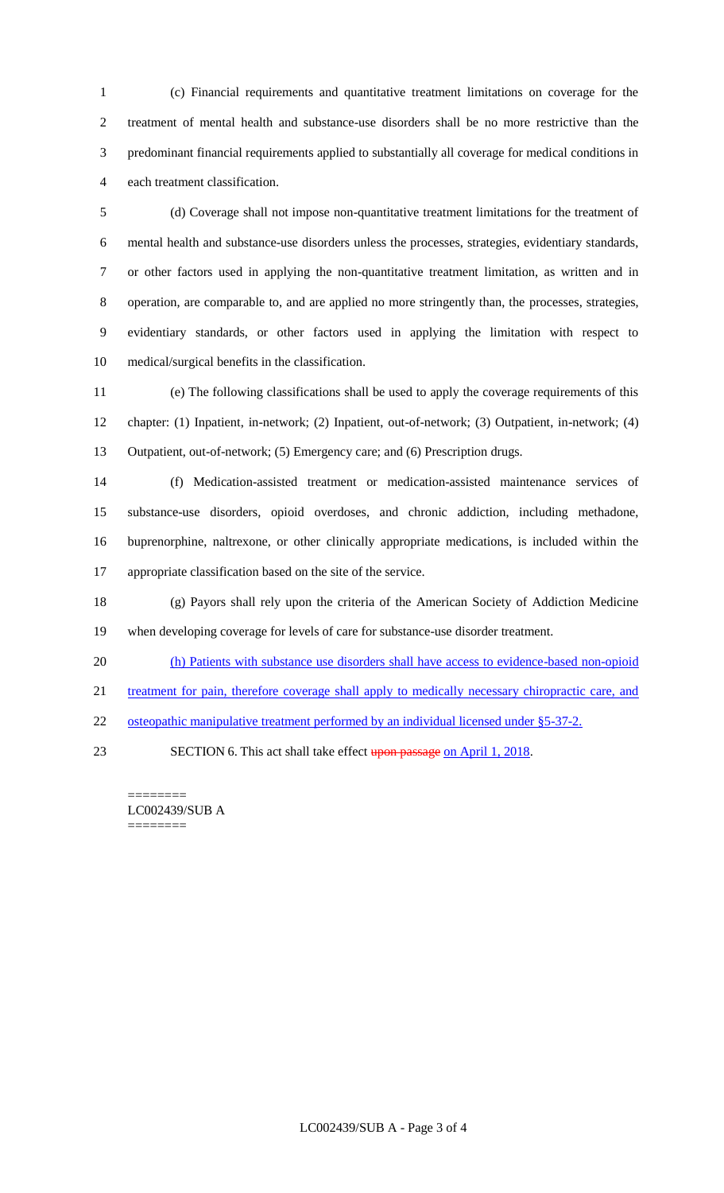(c) Financial requirements and quantitative treatment limitations on coverage for the treatment of mental health and substance-use disorders shall be no more restrictive than the predominant financial requirements applied to substantially all coverage for medical conditions in each treatment classification.

(d) Coverage shall not impose non-quantitative treatment limitations for the treatment of mental health and substance-use disorders unless the processes, strategies, evidentiary standards, or other factors used in applying the non-quantitative treatment limitation, as written and in operation, are comparable to, and are applied no more stringently than, the processes, strategies, evidentiary standards, or other factors used in applying the limitation with respect to medical/surgical benefits in the classification.

(e) The following classifications shall be used to apply the coverage requirements of this chapter: (1) Inpatient, in-network; (2) Inpatient, out-of-network; (3) Outpatient, in-network; (4) Outpatient, out-of-network; (5) Emergency care; and (6) Prescription drugs.

(f) Medication-assisted treatment or medication-assisted maintenance services of substance-use disorders, opioid overdoses, and chronic addiction, including methadone, buprenorphine, naltrexone, or other clinically appropriate medications, is included within the appropriate classification based on the site of the service.

(g) Payors shall rely upon the criteria of the American Society of Addiction Medicine when developing coverage for levels of care for substance-use disorder treatment.

<u>(h) Patients with substance use disorders shall have access to evidence-based non-opioid treatment for pain, therefore coverage shall apply to medically necessary chiropractic care, and osteopathic manipulative treatment performed by an individual licensed under §5-37-2.</u>

SECTION 6. This act shall take effect ~~upon passage~~ <u>on April 1, 2018</u>.

========
LC002439/SUB A
========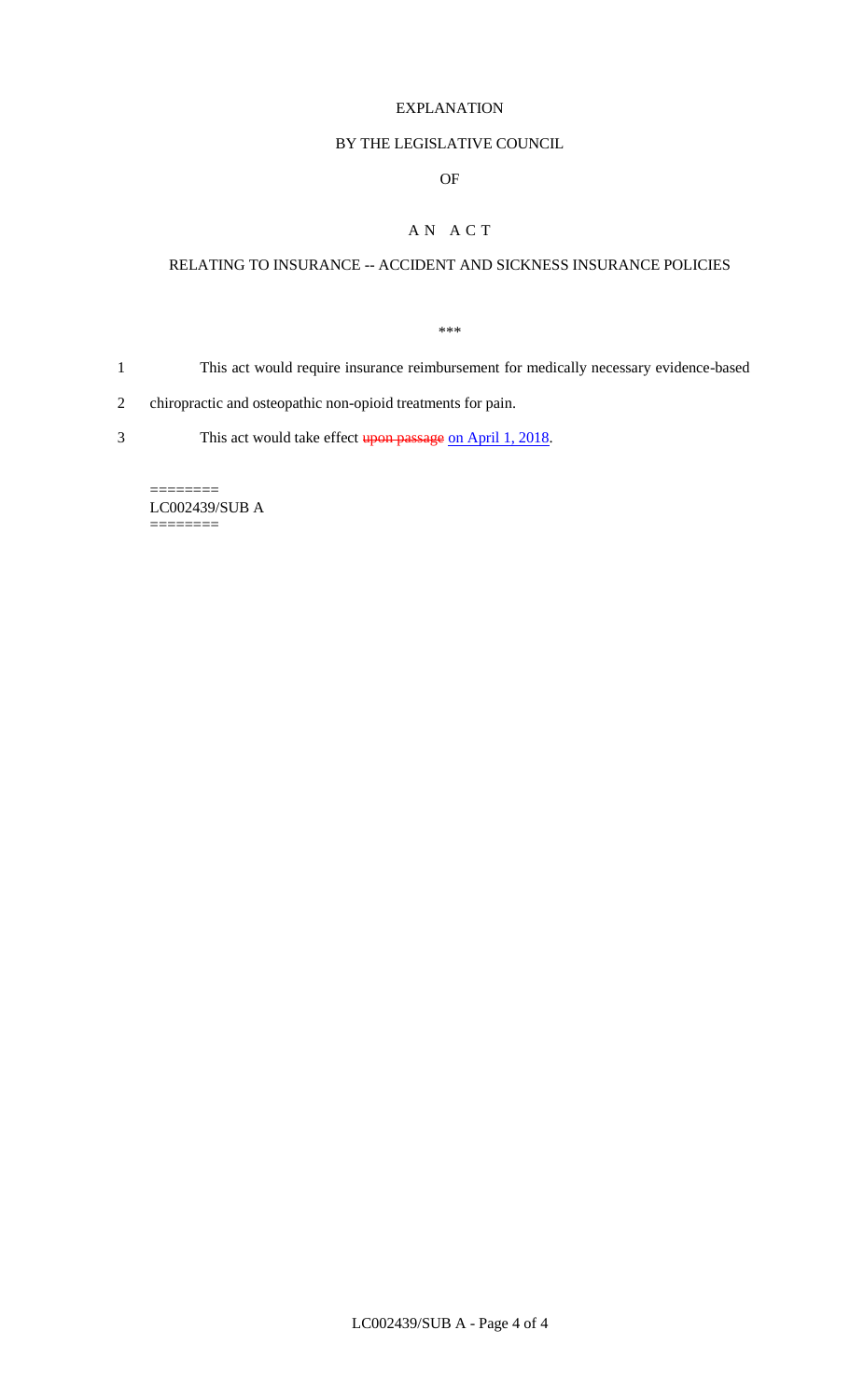EXPLANATION

BY THE LEGISLATIVE COUNCIL

OF

A N A C T

RELATING TO INSURANCE -- ACCIDENT AND SICKNESS INSURANCE POLICIES

\*\*\*

1 This act would require insurance reimbursement for medically necessary evidence-based

2 chiropractic and osteopathic non-opioid treatments for pain.

3 This act would take effect ~~upon passage~~ on April 1, 2018.

========
LC002439/SUB A
========